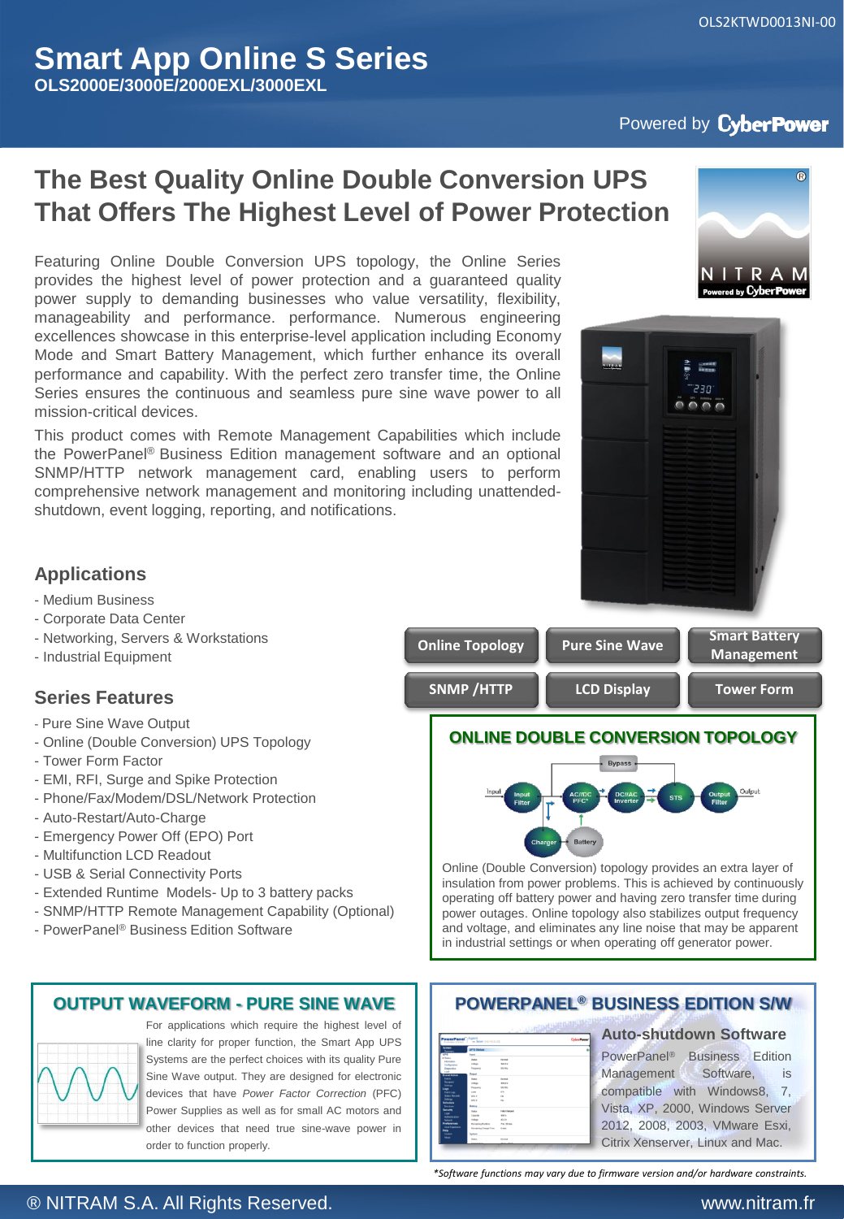# Smart App Online S Series

**OLS2000E/3000E/2000EXL/3000EXL**

Powered by CyberPower

## The Best Quality Online Double Conversion UPS That Offers The Highest Level of Power Protection

Featuring Online Double Conversion UPS topology, the Online Series provides the highest level of power protection and a guaranteed quality power supply to demanding businesses who value versatility, flexibility, manageability and performance. performance. Numerous engineering excellences showcase in this enterprise-level application including Economy Mode and Smart Battery Management, which further enhance its overall performance and capability. With the perfect zero transfer time, the Online Series ensures the continuous and seamless pure sine wave power to all mission-critical devices.

This product comes with Remote Management Capabilities which include the PowerPanel® Business Edition management software and an optional SNMP/HTTP network management card, enabling users to perform comprehensive network management and monitoring including unattended-shutdown, event logging, reporting, and notifications.

### Applications

- Medium Business
- Corporate Data Center
- Networking, Servers & Workstations
- Industrial Equipment

### Series Features

- Pure Sine Wave Output
- Online (Double Conversion) UPS Topology
- Tower Form Factor
- EMI, RFI, Surge and Spike Protection
- Phone/Fax/Modem/DSL/Network Protection
- Auto-Restart/Auto-Charge
- Emergency Power Off (EPO) Port
- Multifunction LCD Readout
- USB & Serial Connectivity Ports
- Extended Runtime Models- Up to 3 battery packs
- SNMP/HTTP Remote Management Capability (Optional)
- PowerPanel® Business Edition Software

Online Topology | Pure Sine Wave | Smart Battery Management | SNMP /HTTP | LCD Display | Tower Form

### ONLINE DOUBLE CONVERSION TOPOLOGY

Online (Double Conversion) topology provides an extra layer of insulation from power problems. This is achieved by continuously operating off battery power and having zero transfer time during power outages. Online topology also stabilizes output frequency and voltage, and eliminates any line noise that may be apparent in industrial settings or when operating off generator power.

### OUTPUT WAVEFORM - PURE SINE WAVE

For applications which require the highest level of line clarity for proper function, the Smart App UPS Systems are the perfect choices with its quality Pure Sine Wave output. They are designed for electronic devices that have *Power Factor Correction* (PFC) Power Supplies as well as for small AC motors and other devices that need true sine-wave power in order to function properly.

### POWERPANEL® BUSINESS EDITION S/W

**Auto-shutdown Software**

PowerPanel® Business Edition Management Software, is compatible with Windows8, 7, Vista, XP, 2000, Windows Server 2012, 2008, 2003, VMware Esxi, Citrix Xenserver, Linux and Mac.

*\*Software functions may vary due to firmware version and/or hardware constraints.*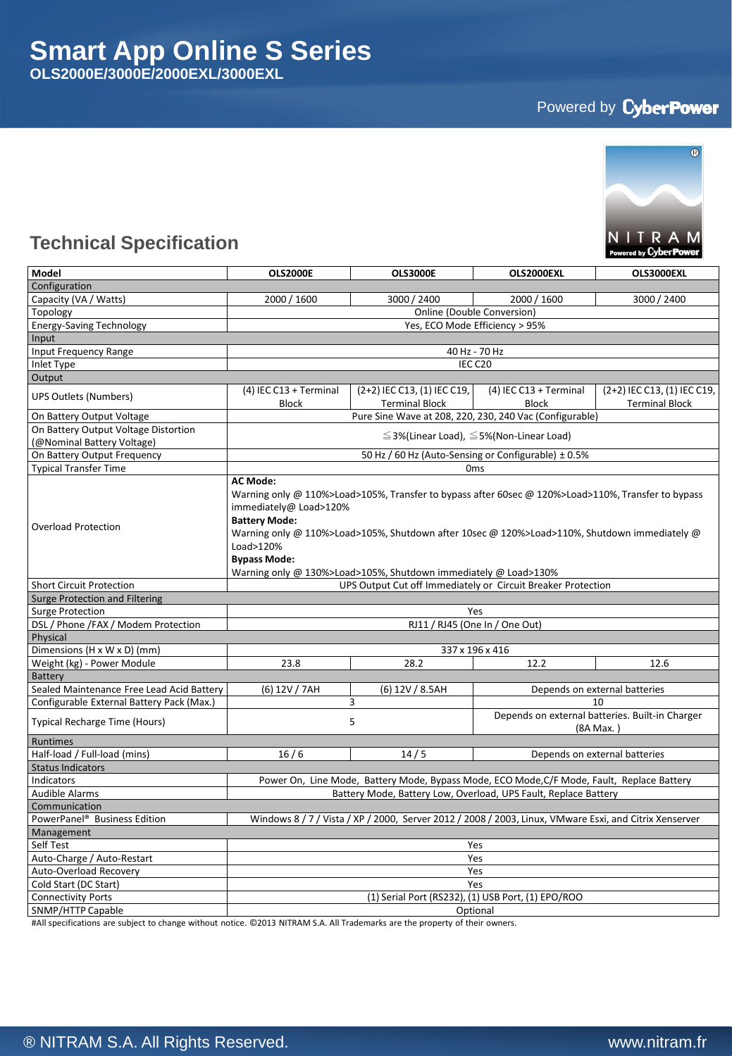# Smart App Online S Series

**OLS2000E/3000E/2000EXL/3000EXL**

Powered by CyberPower

## Technical Specification

| Model | OLS2000E | OLS3000E | OLS2000EXL | OLS3000EXL |
|---|---|---|---|---|
| Configuration | | | | |
| Capacity (VA / Watts) | 2000 / 1600 | 3000 / 2400 | 2000 / 1600 | 3000 / 2400 |
| Topology | Online (Double Conversion) | | | |
| Energy-Saving Technology | Yes, ECO Mode Efficiency > 95% | | | |
| Input | | | | |
| Input Frequency Range | 40 Hz - 70 Hz | | | |
| Inlet Type | IEC C20 | | | |
| Output | | | | |
| UPS Outlets (Numbers) | (4) IEC C13 + Terminal Block | (2+2) IEC C13, (1) IEC C19, Terminal Block | (4) IEC C13 + Terminal Block | (2+2) IEC C13, (1) IEC C19, Terminal Block |
| On Battery Output Voltage | Pure Sine Wave at 208, 220, 230, 240 Vac (Configurable) | | | |
| On Battery Output Voltage Distortion (@Nominal Battery Voltage) | ≦3%(Linear Load), ≦5%(Non-Linear Load) | | | |
| On Battery Output Frequency | 50 Hz / 60 Hz (Auto-Sensing or Configurable) ± 0.5% | | | |
| Typical Transfer Time | 0ms | | | |
| Overload Protection | **AC Mode:** Warning only @ 110%>Load>105%, Transfer to bypass after 60sec @ 120%>Load>110%, Transfer to bypass immediately@ Load>120% **Battery Mode:** Warning only @ 110%>Load>105%, Shutdown after 10sec @ 120%>Load>110%, Shutdown immediately @ Load>120% **Bypass Mode:** Warning only @ 130%>Load>105%, Shutdown immediately @ Load>130% | | | |
| Short Circuit Protection | UPS Output Cut off Immediately or Circuit Breaker Protection | | | |
| Surge Protection and Filtering | | | | |
| Surge Protection | Yes | | | |
| DSL / Phone /FAX / Modem Protection | RJ11 / RJ45 (One In / One Out) | | | |
| Physical | | | | |
| Dimensions (H x W x D) (mm) | 337 x 196 x 416 | | | |
| Weight (kg) - Power Module | 23.8 | 28.2 | 12.2 | 12.6 |
| Battery | | | | |
| Sealed Maintenance Free Lead Acid Battery | (6) 12V / 7AH | (6) 12V / 8.5AH | Depends on external batteries | |
| Configurable External Battery Pack (Max.) | 3 | | 10 | |
| Typical Recharge Time (Hours) | 5 | | Depends on external batteries. Built-in Charger (8A Max. ) | |
| Runtimes | | | | |
| Half-load / Full-load (mins) | 16 / 6 | 14 / 5 | Depends on external batteries | |
| Status Indicators | | | | |
| Indicators | Power On, Line Mode, Battery Mode, Bypass Mode, ECO Mode,C/F Mode, Fault, Replace Battery | | | |
| Audible Alarms | Battery Mode, Battery Low, Overload, UPS Fault, Replace Battery | | | |
| Communication | | | | |
| PowerPanel® Business Edition | Windows 8 / 7 / Vista / XP / 2000, Server 2012 / 2008 / 2003, Linux, VMware Esxi, and Citrix Xenserver | | | |
| Management | | | | |
| Self Test | Yes | | | |
| Auto-Charge / Auto-Restart | Yes | | | |
| Auto-Overload Recovery | Yes | | | |
| Cold Start (DC Start) | Yes | | | |
| Connectivity Ports | (1) Serial Port (RS232), (1) USB Port, (1) EPO/ROO | | | |
| SNMP/HTTP Capable | Optional | | | |

#All specifications are subject to change without notice. ©2013 NITRAM S.A. All Trademarks are the property of their owners.

® NITRAM S.A. All Rights Reserved. www.nitram.fr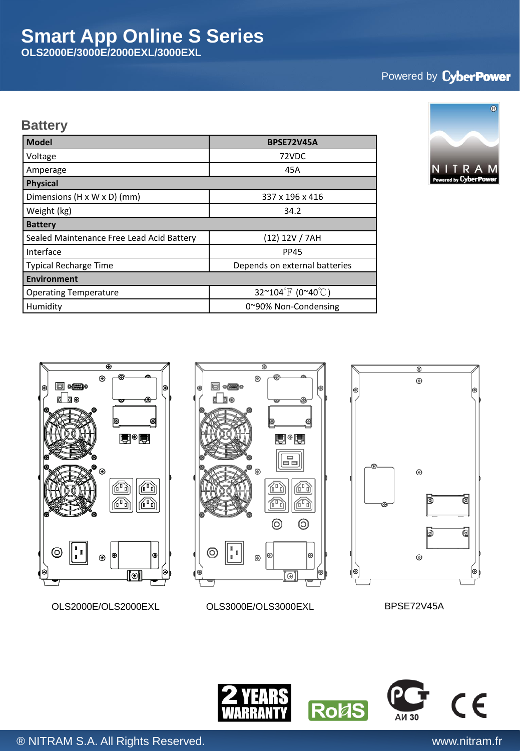# Smart App Online S Series

**OLS2000E/3000E/2000EXL/3000EXL**

Powered by CyberPower

## Battery

| Model | BPSE72V45A |
|---|---|
| Voltage | 72VDC |
| Amperage | 45A |
| **Physical** | |
| Dimensions (H x W x D) (mm) | 337 x 196 x 416 |
| Weight (kg) | 34.2 |
| **Battery** | |
| Sealed Maintenance Free Lead Acid Battery | (12) 12V / 7AH |
| Interface | PP45 |
| Typical Recharge Time | Depends on external batteries |
| **Environment** | |
| Operating Temperature | 32~104℉ (0~40℃) |
| Humidity | 0~90% Non-Condensing |

OLS2000E/OLS2000EXL

OLS3000E/OLS3000EXL

BPSE72V45A

2 YEARS WARRANTY

RoHS

АИ 30

CE

® NITRAM S.A. All Rights Reserved.

www.nitram.fr